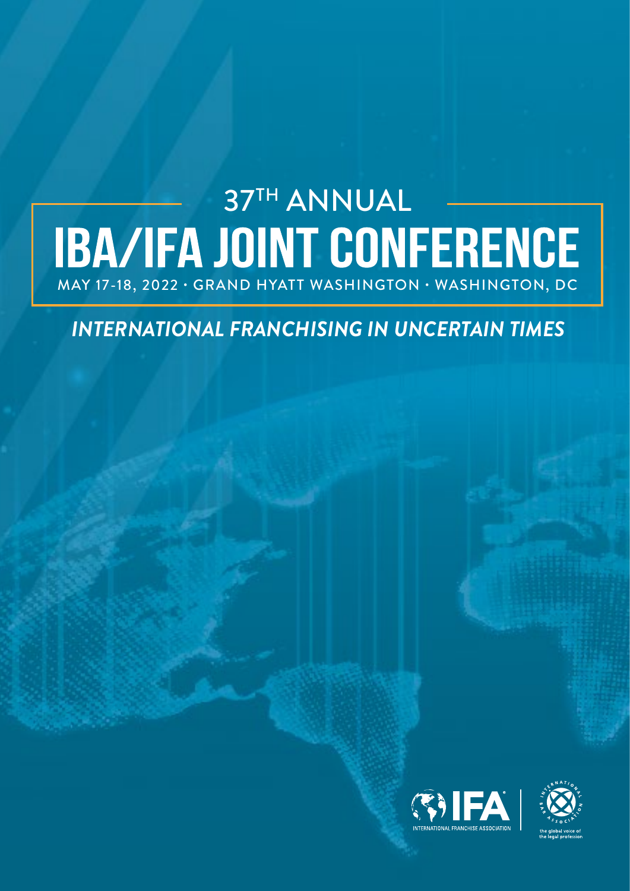# 37[TH] ANNUAL

# IBA/IFA JOINT CONFERENCE

MAY 17-18, 2022 · GRAND HYATT WASHINGTON · WASHINGTON, DC

## *INTERNATIONAL FRANCHISING IN UNCERTAIN TIMES*

IFA INTERNATIONAL FRANCHISE ASSOCIATION

INTERNATIONAL BAR ASSOCIATION the global voice of the legal profession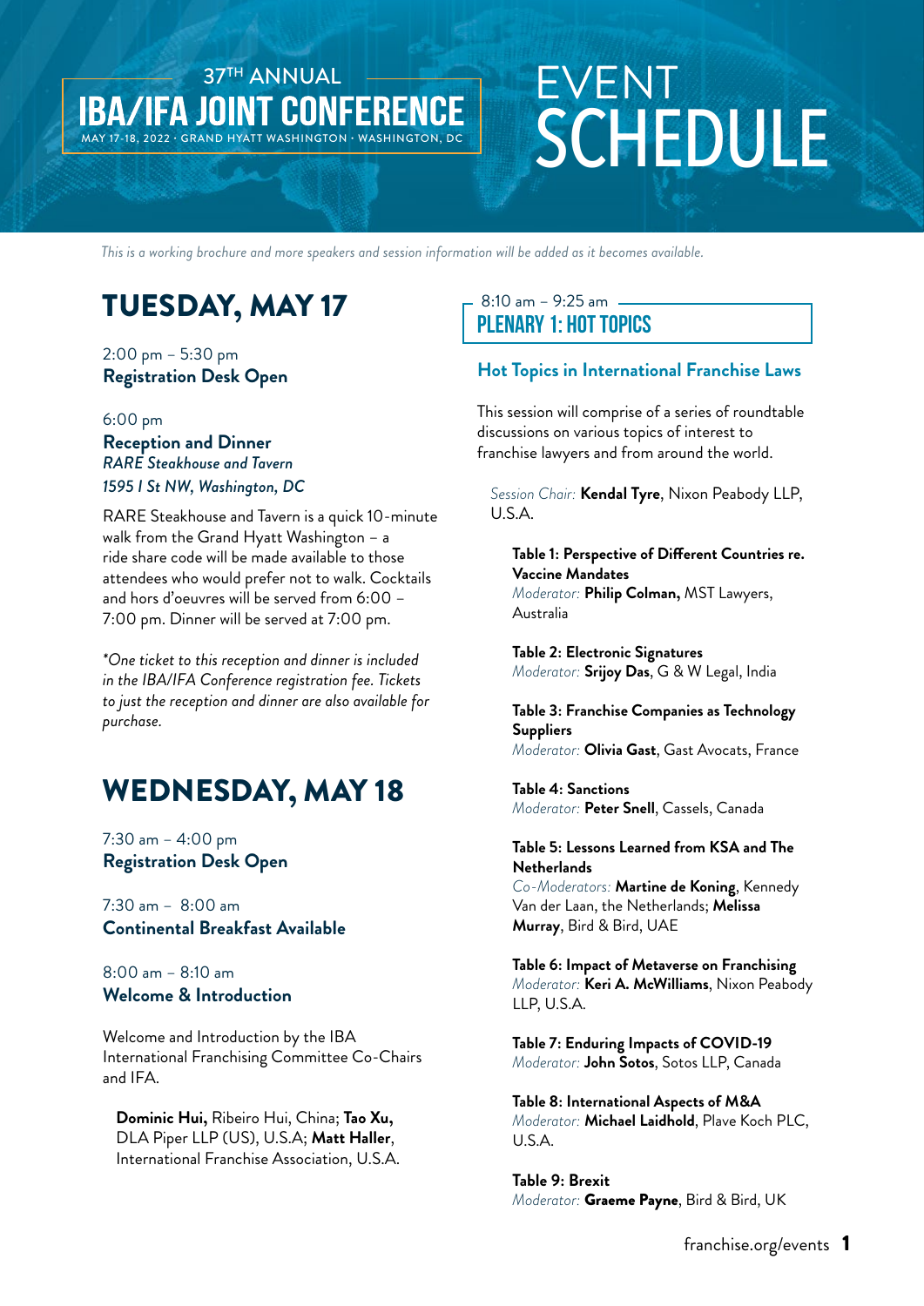37TH ANNUAL

# IBA/IFA JOINT CONFERENCE

MAY 17-18, 2022 · GRAND HYATT WASHINGTON · WASHINGTON, DC

# EVENT SCHEDULE

*This is a working brochure and more speakers and session information will be added as it becomes available.*

## TUESDAY, MAY 17

2:00 pm – 5:30 pm
**Registration Desk Open**

6:00 pm
**Reception and Dinner**
***RARE Steakhouse and Tavern***
***1595 I St NW, Washington, DC***

RARE Steakhouse and Tavern is a quick 10-minute walk from the Grand Hyatt Washington – a ride share code will be made available to those attendees who would prefer not to walk. Cocktails and hors d'oeuvres will be served from 6:00 – 7:00 pm. Dinner will be served at 7:00 pm.

*\*One ticket to this reception and dinner is included in the IBA/IFA Conference registration fee. Tickets to just the reception and dinner are also available for purchase.*

## WEDNESDAY, MAY 18

7:30 am – 4:00 pm
**Registration Desk Open**

7:30 am – 8:00 am
**Continental Breakfast Available**

8:00 am – 8:10 am
**Welcome & Introduction**

Welcome and Introduction by the IBA International Franchising Committee Co-Chairs and IFA.

**Dominic Hui,** Ribeiro Hui, China; **Tao Xu,** DLA Piper LLP (US), U.S.A; **Matt Haller**, International Franchise Association, U.S.A.

8:10 am – 9:25 am

### PLENARY 1: HOT TOPICS

#### Hot Topics in International Franchise Laws

This session will comprise of a series of roundtable discussions on various topics of interest to franchise lawyers and from around the world.

*Session Chair:* **Kendal Tyre**, Nixon Peabody LLP, U.S.A.

**Table 1: Perspective of Different Countries re. Vaccine Mandates**
*Moderator:* **Philip Colman,** MST Lawyers, Australia

**Table 2: Electronic Signatures**
*Moderator:* **Srijoy Das**, G & W Legal, India

**Table 3: Franchise Companies as Technology Suppliers**
*Moderator:* **Olivia Gast**, Gast Avocats, France

**Table 4: Sanctions**
*Moderator:* **Peter Snell**, Cassels, Canada

**Table 5: Lessons Learned from KSA and The Netherlands**
*Co-Moderators:* **Martine de Koning**, Kennedy Van der Laan, the Netherlands; **Melissa Murray**, Bird & Bird, UAE

**Table 6: Impact of Metaverse on Franchising**
*Moderator:* **Keri A. McWilliams**, Nixon Peabody LLP, U.S.A.

**Table 7: Enduring Impacts of COVID-19**
*Moderator:* **John Sotos**, Sotos LLP, Canada

**Table 8: International Aspects of M&A**
*Moderator:* **Michael Laidhold**, Plave Koch PLC, U.S.A.

**Table 9: Brexit**
*Moderator:* **Graeme Payne**, Bird & Bird, UK

franchise.org/events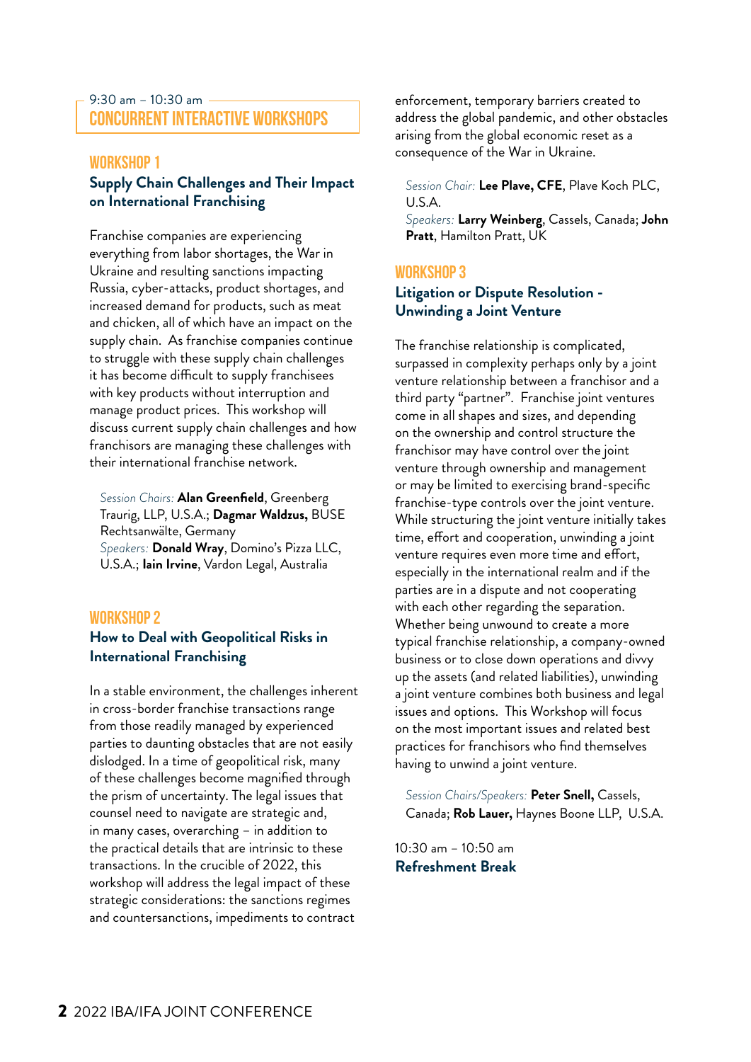9:30 am – 10:30 am

## CONCURRENT INTERACTIVE WORKSHOPS

### WORKSHOP 1

**Supply Chain Challenges and Their Impact on International Franchising**

Franchise companies are experiencing everything from labor shortages, the War in Ukraine and resulting sanctions impacting Russia, cyber-attacks, product shortages, and increased demand for products, such as meat and chicken, all of which have an impact on the supply chain. As franchise companies continue to struggle with these supply chain challenges it has become difficult to supply franchisees with key products without interruption and manage product prices. This workshop will discuss current supply chain challenges and how franchisors are managing these challenges with their international franchise network.

*Session Chairs:* **Alan Greenfield**, Greenberg Traurig, LLP, U.S.A.; **Dagmar Waldzus,** BUSE Rechtsanwälte, Germany
*Speakers:* **Donald Wray**, Domino's Pizza LLC, U.S.A.; **Iain Irvine**, Vardon Legal, Australia

### WORKSHOP 2

**How to Deal with Geopolitical Risks in International Franchising**

In a stable environment, the challenges inherent in cross-border franchise transactions range from those readily managed by experienced parties to daunting obstacles that are not easily dislodged. In a time of geopolitical risk, many of these challenges become magnified through the prism of uncertainty. The legal issues that counsel need to navigate are strategic and, in many cases, overarching – in addition to the practical details that are intrinsic to these transactions. In the crucible of 2022, this workshop will address the legal impact of these strategic considerations: the sanctions regimes and countersanctions, impediments to contract enforcement, temporary barriers created to address the global pandemic, and other obstacles arising from the global economic reset as a consequence of the War in Ukraine.

*Session Chair:* **Lee Plave, CFE**, Plave Koch PLC, U.S.A.
*Speakers:* **Larry Weinberg**, Cassels, Canada; **John Pratt**, Hamilton Pratt, UK

### WORKSHOP 3

**Litigation or Dispute Resolution - Unwinding a Joint Venture**

The franchise relationship is complicated, surpassed in complexity perhaps only by a joint venture relationship between a franchisor and a third party "partner". Franchise joint ventures come in all shapes and sizes, and depending on the ownership and control structure the franchisor may have control over the joint venture through ownership and management or may be limited to exercising brand-specific franchise-type controls over the joint venture. While structuring the joint venture initially takes time, effort and cooperation, unwinding a joint venture requires even more time and effort, especially in the international realm and if the parties are in a dispute and not cooperating with each other regarding the separation. Whether being unwound to create a more typical franchise relationship, a company-owned business or to close down operations and divvy up the assets (and related liabilities), unwinding a joint venture combines both business and legal issues and options. This Workshop will focus on the most important issues and related best practices for franchisors who find themselves having to unwind a joint venture.

*Session Chairs/Speakers:* **Peter Snell,** Cassels, Canada; **Rob Lauer,** Haynes Boone LLP, U.S.A.

10:30 am – 10:50 am
**Refreshment Break**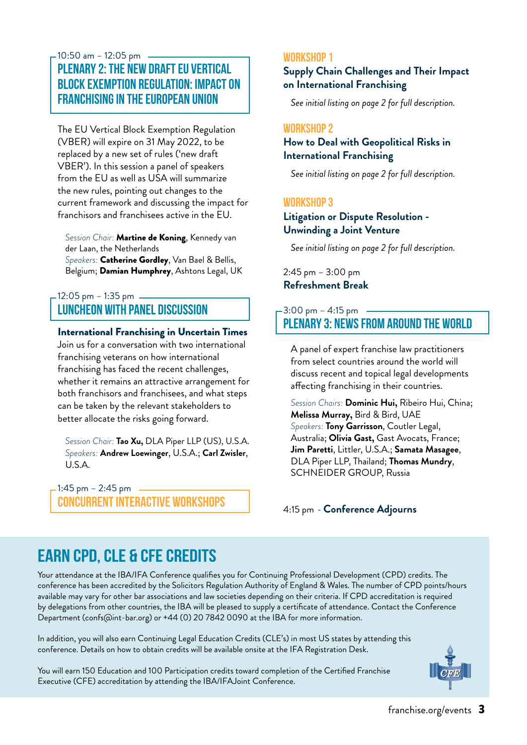10:50 am – 12:05 pm

## PLENARY 2: THE NEW DRAFT EU VERTICAL BLOCK EXEMPTION REGULATION: IMPACT ON FRANCHISING IN THE EUROPEAN UNION

The EU Vertical Block Exemption Regulation (VBER) will expire on 31 May 2022, to be replaced by a new set of rules ('new draft VBER'). In this session a panel of speakers from the EU as well as USA will summarize the new rules, pointing out changes to the current framework and discussing the impact for franchisors and franchisees active in the EU.

*Session Chair:* **Martine de Koning**, Kennedy van der Laan, the Netherlands
*Speakers:* **Catherine Gordley**, Van Bael & Bellis, Belgium; **Damian Humphrey**, Ashtons Legal, UK

12:05 pm – 1:35 pm

## LUNCHEON WITH PANEL DISCUSSION

**International Franchising in Uncertain Times**
Join us for a conversation with two international franchising veterans on how international franchising has faced the recent challenges, whether it remains an attractive arrangement for both franchisors and franchisees, and what steps can be taken by the relevant stakeholders to better allocate the risks going forward.

*Session Chair:* **Tao Xu,** DLA Piper LLP (US), U.S.A.
*Speakers:* **Andrew Loewinger**, U.S.A.; **Carl Zwisler**, U.S.A.

1:45 pm – 2:45 pm

## CONCURRENT INTERACTIVE WORKSHOPS

### WORKSHOP 1

**Supply Chain Challenges and Their Impact on International Franchising**

*See initial listing on page 2 for full description.*

### WORKSHOP 2

**How to Deal with Geopolitical Risks in International Franchising**

*See initial listing on page 2 for full description.*

### WORKSHOP 3

**Litigation or Dispute Resolution - Unwinding a Joint Venture**

*See initial listing on page 2 for full description.*

2:45 pm – 3:00 pm
**Refreshment Break**

3:00 pm – 4:15 pm

## PLENARY 3: NEWS FROM AROUND THE WORLD

A panel of expert franchise law practitioners from select countries around the world will discuss recent and topical legal developments affecting franchising in their countries.

*Session Chairs:* **Dominic Hui,** Ribeiro Hui, China; **Melissa Murray,** Bird & Bird, UAE
*Speakers:* **Tony Garrisson**, Coutler Legal, Australia; **Olivia Gast,** Gast Avocats, France; **Jim Paretti**, Littler, U.S.A.; **Samata Masagee**, DLA Piper LLP, Thailand; **Thomas Mundry**, SCHNEIDER GROUP, Russia

4:15 pm - **Conference Adjourns**

## EARN CPD, CLE & CFE CREDITS

Your attendance at the IBA/IFA Conference qualifies you for Continuing Professional Development (CPD) credits. The conference has been accredited by the Solicitors Regulation Authority of England & Wales. The number of CPD points/hours available may vary for other bar associations and law societies depending on their criteria. If CPD accreditation is required by delegations from other countries, the IBA will be pleased to supply a certificate of attendance. Contact the Conference Department (confs@int-bar.org) or +44 (0) 20 7842 0090 at the IBA for more information.

In addition, you will also earn Continuing Legal Education Credits (CLE's) in most US states by attending this conference. Details on how to obtain credits will be available onsite at the IFA Registration Desk.

You will earn 150 Education and 100 Participation credits toward completion of the Certified Franchise Executive (CFE) accreditation by attending the IBA/IFAJoint Conference.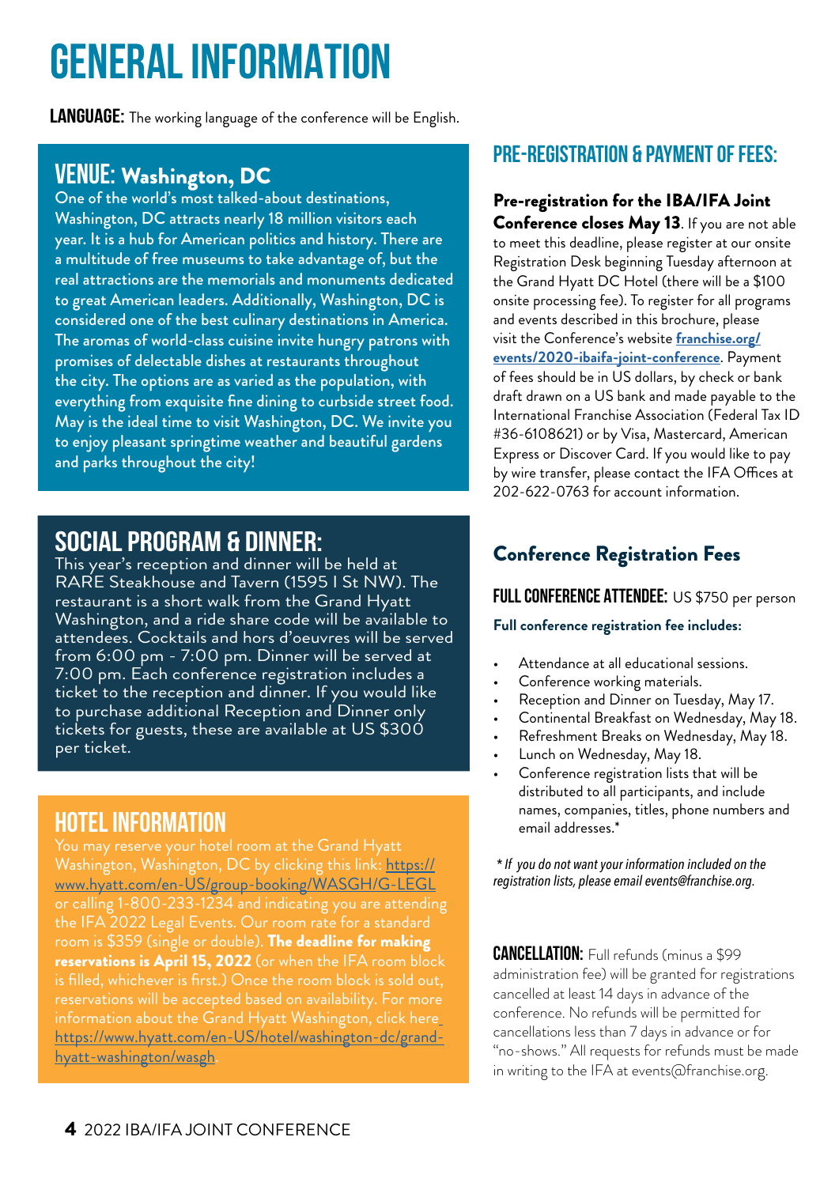# GENERAL INFORMATION

**LANGUAGE:** The working language of the conference will be English.

## VENUE: Washington, DC

One of the world's most talked-about destinations, Washington, DC attracts nearly 18 million visitors each year. It is a hub for American politics and history. There are a multitude of free museums to take advantage of, but the real attractions are the memorials and monuments dedicated to great American leaders. Additionally, Washington, DC is considered one of the best culinary destinations in America. The aromas of world-class cuisine invite hungry patrons with promises of delectable dishes at restaurants throughout the city. The options are as varied as the population, with everything from exquisite fine dining to curbside street food. May is the ideal time to visit Washington, DC. We invite you to enjoy pleasant springtime weather and beautiful gardens and parks throughout the city!

## SOCIAL PROGRAM & DINNER:

This year's reception and dinner will be held at RARE Steakhouse and Tavern (1595 I St NW). The restaurant is a short walk from the Grand Hyatt Washington, and a ride share code will be available to attendees. Cocktails and hors d'oeuvres will be served from 6:00 pm - 7:00 pm. Dinner will be served at 7:00 pm. Each conference registration includes a ticket to the reception and dinner. If you would like to purchase additional Reception and Dinner only tickets for guests, these are available at US $300 per ticket.

## HOTEL INFORMATION

You may reserve your hotel room at the Grand Hyatt Washington, Washington, DC by clicking this link: https://www.hyatt.com/en-US/group-booking/WASGH/G-LEGL or calling 1-800-233-1234 and indicating you are attending the IFA 2022 Legal Events. Our room rate for a standard room is $359 (single or double). **The deadline for making reservations is April 15, 2022** (or when the IFA room block is filled, whichever is first.) Once the room block is sold out, reservations will be accepted based on availability. For more information about the Grand Hyatt Washington, click here https://www.hyatt.com/en-US/hotel/washington-dc/grand-hyatt-washington/wasgh.

## PRE-REGISTRATION & PAYMENT OF FEES:

**Pre-registration for the IBA/IFA Joint Conference closes May 13**. If you are not able to meet this deadline, please register at our onsite Registration Desk beginning Tuesday afternoon at the Grand Hyatt DC Hotel (there will be a $100 onsite processing fee). To register for all programs and events described in this brochure, please visit the Conference's website **franchise.org/events/2020-ibaifa-joint-conference**. Payment of fees should be in US dollars, by check or bank draft drawn on a US bank and made payable to the International Franchise Association (Federal Tax ID #36-6108621) or by Visa, Mastercard, American Express or Discover Card. If you would like to pay by wire transfer, please contact the IFA Offices at 202-622-0763 for account information.

## Conference Registration Fees

**FULL CONFERENCE ATTENDEE:** US $750 per person

**Full conference registration fee includes:**

- Attendance at all educational sessions.
- Conference working materials.
- Reception and Dinner on Tuesday, May 17.
- Continental Breakfast on Wednesday, May 18.
- Refreshment Breaks on Wednesday, May 18.
- Lunch on Wednesday, May 18.
- Conference registration lists that will be distributed to all participants, and include names, companies, titles, phone numbers and email addresses.*

*\* If you do not want your information included on the registration lists, please email events@franchise.org.*

**CANCELLATION:** Full refunds (minus a $99 administration fee) will be granted for registrations cancelled at least 14 days in advance of the conference. No refunds will be permitted for cancellations less than 7 days in advance or for "no-shows." All requests for refunds must be made in writing to the IFA at events@franchise.org.